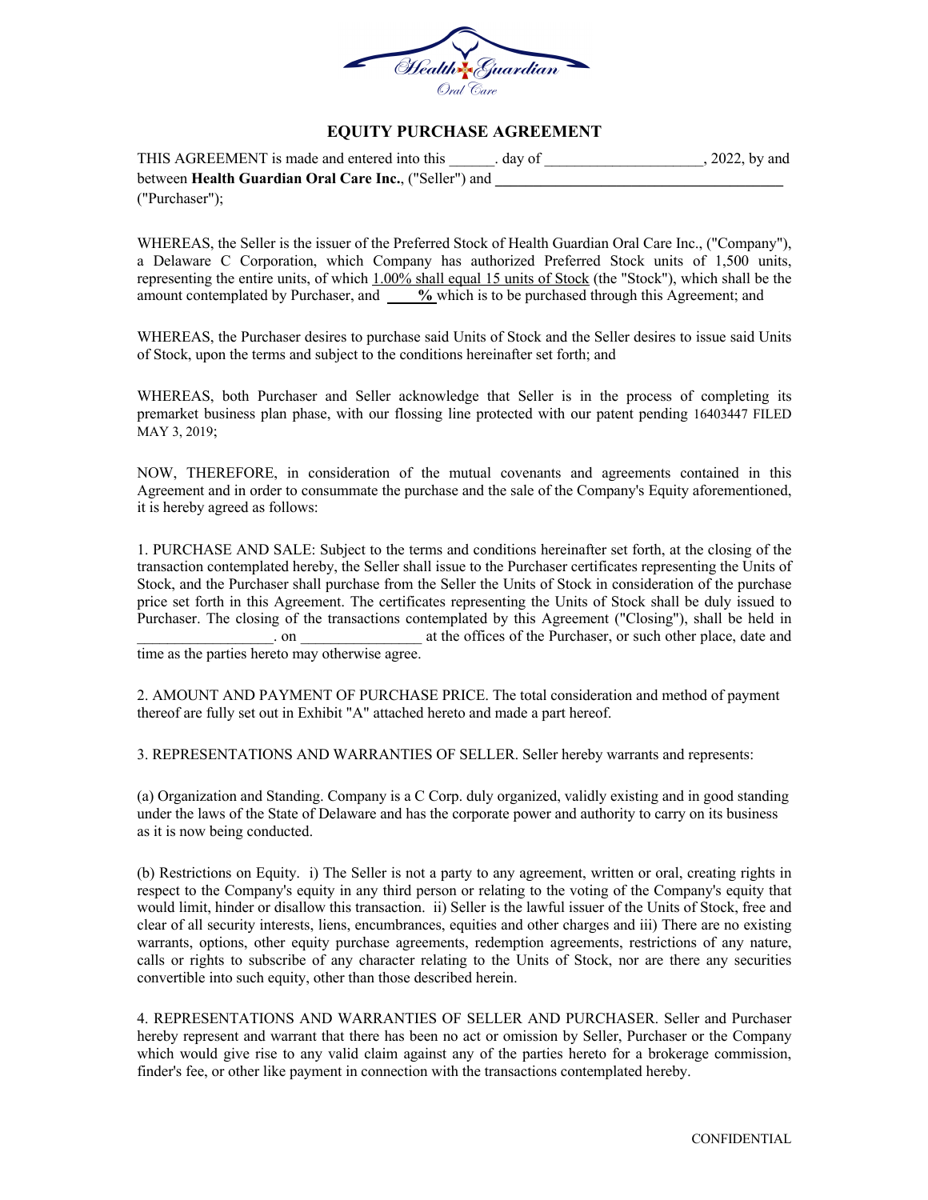# EQUITY PURCHASE AGREEMENT

THIS AGREEMENT is made and entered into this ______. day of ____________________, 2022, by and between **Health Guardian Oral Care Inc.**, ("Seller") and ________________________________________ ("Purchaser");

WHEREAS, the Seller is the issuer of the Preferred Stock of Health Guardian Oral Care Inc., ("Company"), a Delaware C Corporation, which Company has authorized Preferred Stock units of 1,500 units, representing the entire units, of which 1.00% shall equal 15 units of Stock (the "Stock"), which shall be the amount contemplated by Purchaser, and _____**%** which is to be purchased through this Agreement; and

WHEREAS, the Purchaser desires to purchase said Units of Stock and the Seller desires to issue said Units of Stock, upon the terms and subject to the conditions hereinafter set forth; and

WHEREAS, both Purchaser and Seller acknowledge that Seller is in the process of completing its premarket business plan phase, with our flossing line protected with our patent pending 16403447 FILED MAY 3, 2019;

NOW, THEREFORE, in consideration of the mutual covenants and agreements contained in this Agreement and in order to consummate the purchase and the sale of the Company's Equity aforementioned, it is hereby agreed as follows:

1. PURCHASE AND SALE: Subject to the terms and conditions hereinafter set forth, at the closing of the transaction contemplated hereby, the Seller shall issue to the Purchaser certificates representing the Units of Stock, and the Purchaser shall purchase from the Seller the Units of Stock in consideration of the purchase price set forth in this Agreement. The certificates representing the Units of Stock shall be duly issued to Purchaser. The closing of the transactions contemplated by this Agreement ("Closing"), shall be held in __________________. on ________________ at the offices of the Purchaser, or such other place, date and time as the parties hereto may otherwise agree.

2. AMOUNT AND PAYMENT OF PURCHASE PRICE. The total consideration and method of payment thereof are fully set out in Exhibit "A" attached hereto and made a part hereof.

3. REPRESENTATIONS AND WARRANTIES OF SELLER. Seller hereby warrants and represents:

(a) Organization and Standing. Company is a C Corp. duly organized, validly existing and in good standing under the laws of the State of Delaware and has the corporate power and authority to carry on its business as it is now being conducted.

(b) Restrictions on Equity. i) The Seller is not a party to any agreement, written or oral, creating rights in respect to the Company's equity in any third person or relating to the voting of the Company's equity that would limit, hinder or disallow this transaction. ii) Seller is the lawful issuer of the Units of Stock, free and clear of all security interests, liens, encumbrances, equities and other charges and iii) There are no existing warrants, options, other equity purchase agreements, redemption agreements, restrictions of any nature, calls or rights to subscribe of any character relating to the Units of Stock, nor are there any securities convertible into such equity, other than those described herein.

4. REPRESENTATIONS AND WARRANTIES OF SELLER AND PURCHASER. Seller and Purchaser hereby represent and warrant that there has been no act or omission by Seller, Purchaser or the Company which would give rise to any valid claim against any of the parties hereto for a brokerage commission, finder's fee, or other like payment in connection with the transactions contemplated hereby.

CONFIDENTIAL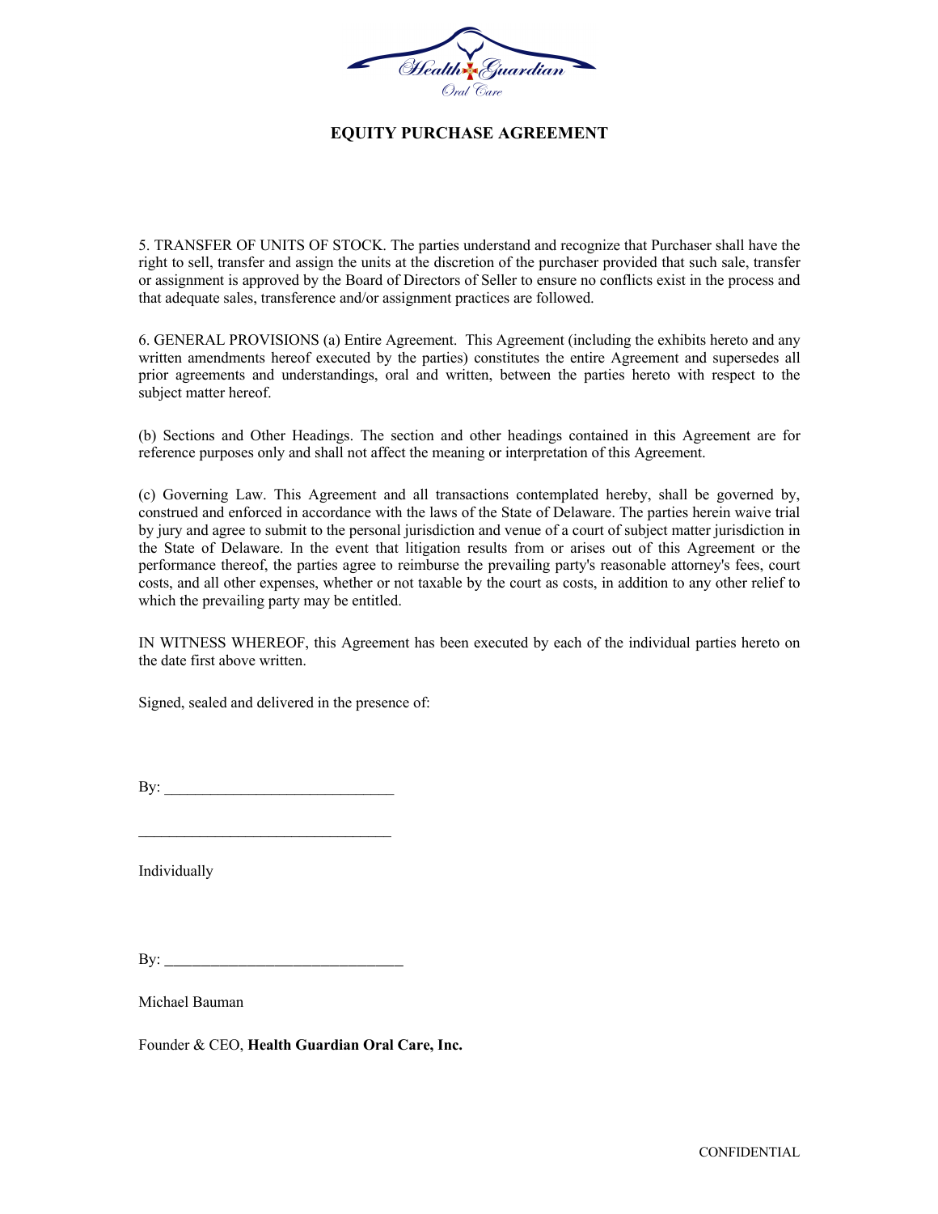# EQUITY PURCHASE AGREEMENT

5. TRANSFER OF UNITS OF STOCK. The parties understand and recognize that Purchaser shall have the right to sell, transfer and assign the units at the discretion of the purchaser provided that such sale, transfer or assignment is approved by the Board of Directors of Seller to ensure no conflicts exist in the process and that adequate sales, transference and/or assignment practices are followed.

6. GENERAL PROVISIONS (a) Entire Agreement. This Agreement (including the exhibits hereto and any written amendments hereof executed by the parties) constitutes the entire Agreement and supersedes all prior agreements and understandings, oral and written, between the parties hereto with respect to the subject matter hereof.

(b) Sections and Other Headings. The section and other headings contained in this Agreement are for reference purposes only and shall not affect the meaning or interpretation of this Agreement.

(c) Governing Law. This Agreement and all transactions contemplated hereby, shall be governed by, construed and enforced in accordance with the laws of the State of Delaware. The parties herein waive trial by jury and agree to submit to the personal jurisdiction and venue of a court of subject matter jurisdiction in the State of Delaware. In the event that litigation results from or arises out of this Agreement or the performance thereof, the parties agree to reimburse the prevailing party's reasonable attorney's fees, court costs, and all other expenses, whether or not taxable by the court as costs, in addition to any other relief to which the prevailing party may be entitled.

IN WITNESS WHEREOF, this Agreement has been executed by each of the individual parties hereto on the date first above written.

Signed, sealed and delivered in the presence of:

By: ______________________________

_________________________________

Individually

By: ______________________________

Michael Bauman

Founder & CEO, **Health Guardian Oral Care, Inc.**

CONFIDENTIAL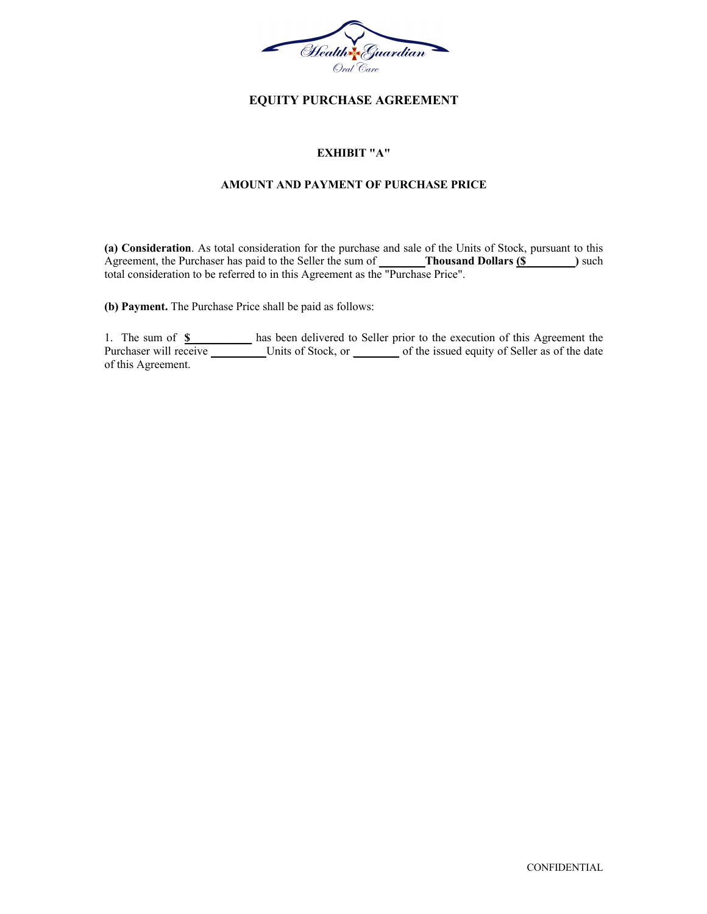# EQUITY PURCHASE AGREEMENT

## EXHIBIT "A"

## AMOUNT AND PAYMENT OF PURCHASE PRICE

**(a) Consideration**. As total consideration for the purchase and sale of the Units of Stock, pursuant to this Agreement, the Purchaser has paid to the Seller the sum of ________**Thousand Dollars ($_________)** such total consideration to be referred to in this Agreement as the "Purchase Price".

**(b) Payment.** The Purchase Price shall be paid as follows:

1. The sum of **$__________** has been delivered to Seller prior to the execution of this Agreement the Purchaser will receive _________Units of Stock, or ________ of the issued equity of Seller as of the date of this Agreement.

CONFIDENTIAL